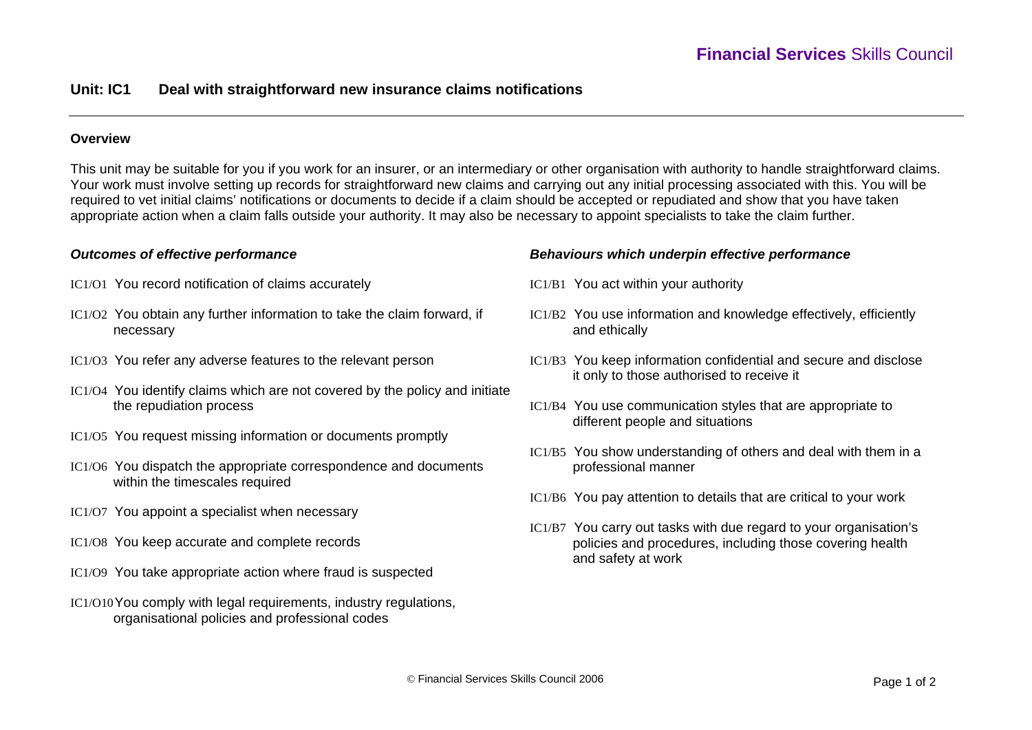**Financial Services** Skills Council

## Unit: IC1 Deal with straightforward new insurance claims notifications

### Overview

This unit may be suitable for you if you work for an insurer, or an intermediary or other organisation with authority to handle straightforward claims. Your work must involve setting up records for straightforward new claims and carrying out any initial processing associated with this. You will be required to vet initial claims' notifications or documents to decide if a claim should be accepted or repudiated and show that you have taken appropriate action when a claim falls outside your authority. It may also be necessary to appoint specialists to take the claim further.

### *Outcomes of effective performance*

- IC1/O1 You record notification of claims accurately
- IC1/O2 You obtain any further information to take the claim forward, if necessary
- IC1/O3 You refer any adverse features to the relevant person
- IC1/O4 You identify claims which are not covered by the policy and initiate the repudiation process
- IC1/O5 You request missing information or documents promptly
- IC1/O6 You dispatch the appropriate correspondence and documents within the timescales required
- IC1/O7 You appoint a specialist when necessary
- IC1/O8 You keep accurate and complete records
- IC1/O9 You take appropriate action where fraud is suspected
- IC1/O10 You comply with legal requirements, industry regulations, organisational policies and professional codes

### *Behaviours which underpin effective performance*

- IC1/B1 You act within your authority
- IC1/B2 You use information and knowledge effectively, efficiently and ethically
- IC1/B3 You keep information confidential and secure and disclose it only to those authorised to receive it
- IC1/B4 You use communication styles that are appropriate to different people and situations
- IC1/B5 You show understanding of others and deal with them in a professional manner
- IC1/B6 You pay attention to details that are critical to your work
- IC1/B7 You carry out tasks with due regard to your organisation's policies and procedures, including those covering health and safety at work

© Financial Services Skills Council 2006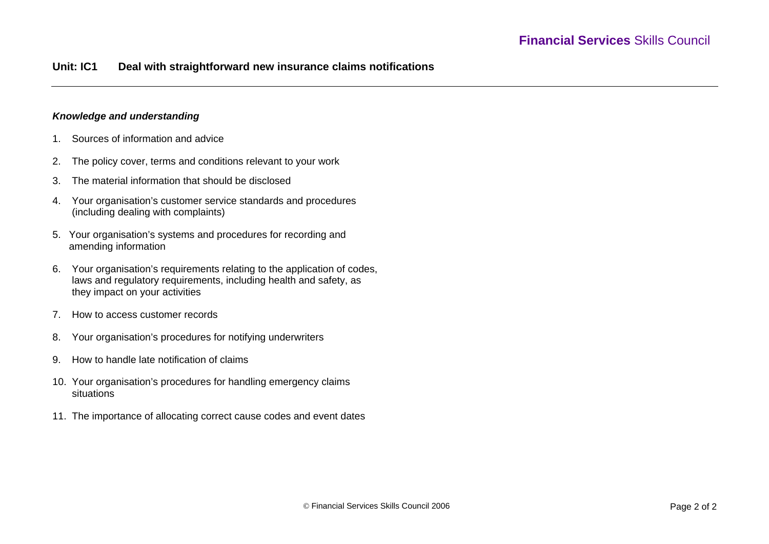**Unit: IC1 Deal with straightforward new insurance claims notifications**

***Knowledge and understanding***

1. Sources of information and advice
2. The policy cover, terms and conditions relevant to your work
3. The material information that should be disclosed
4. Your organisation's customer service standards and procedures (including dealing with complaints)
5. Your organisation's systems and procedures for recording and amending information
6. Your organisation's requirements relating to the application of codes, laws and regulatory requirements, including health and safety, as they impact on your activities
7. How to access customer records
8. Your organisation's procedures for notifying underwriters
9. How to handle late notification of claims
10. Your organisation's procedures for handling emergency claims situations
11. The importance of allocating correct cause codes and event dates